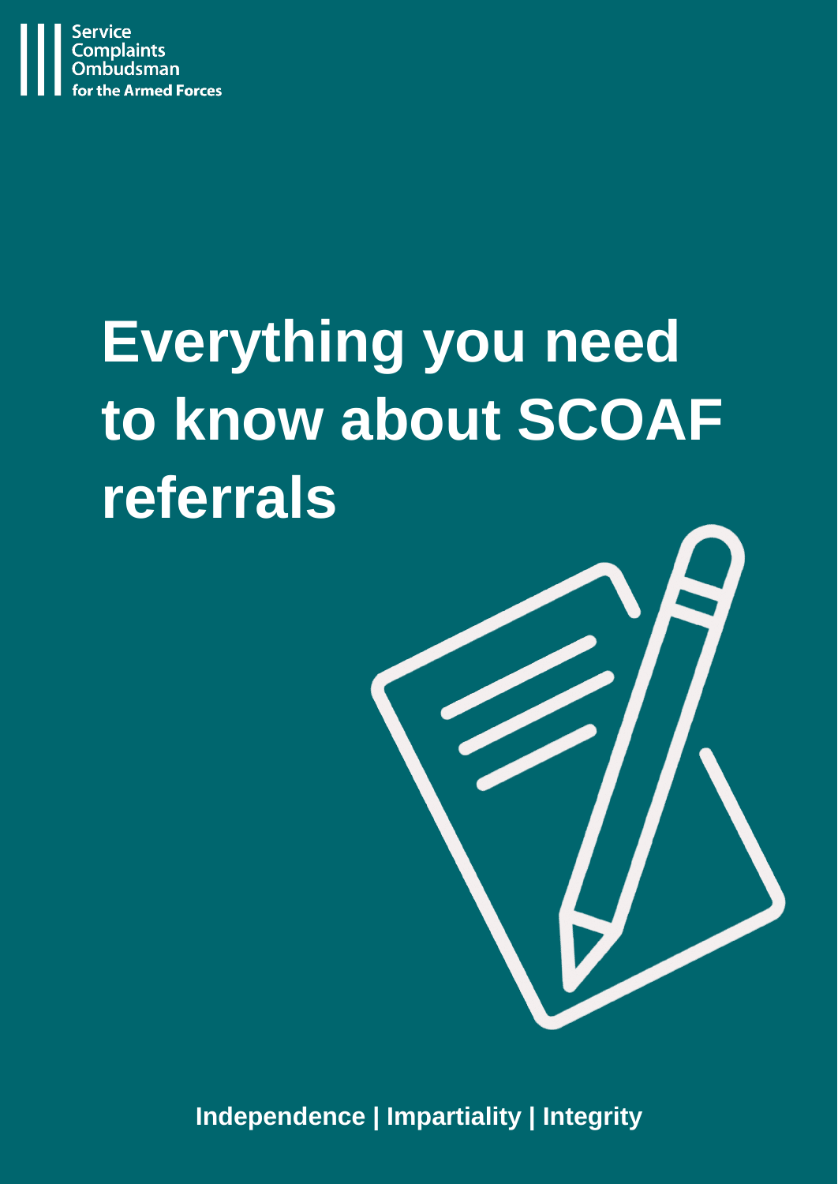Service Complaints Ombudsman for the Armed Forces

# Everything you need to know about SCOAF referrals

**Independence | Impartiality | Integrity**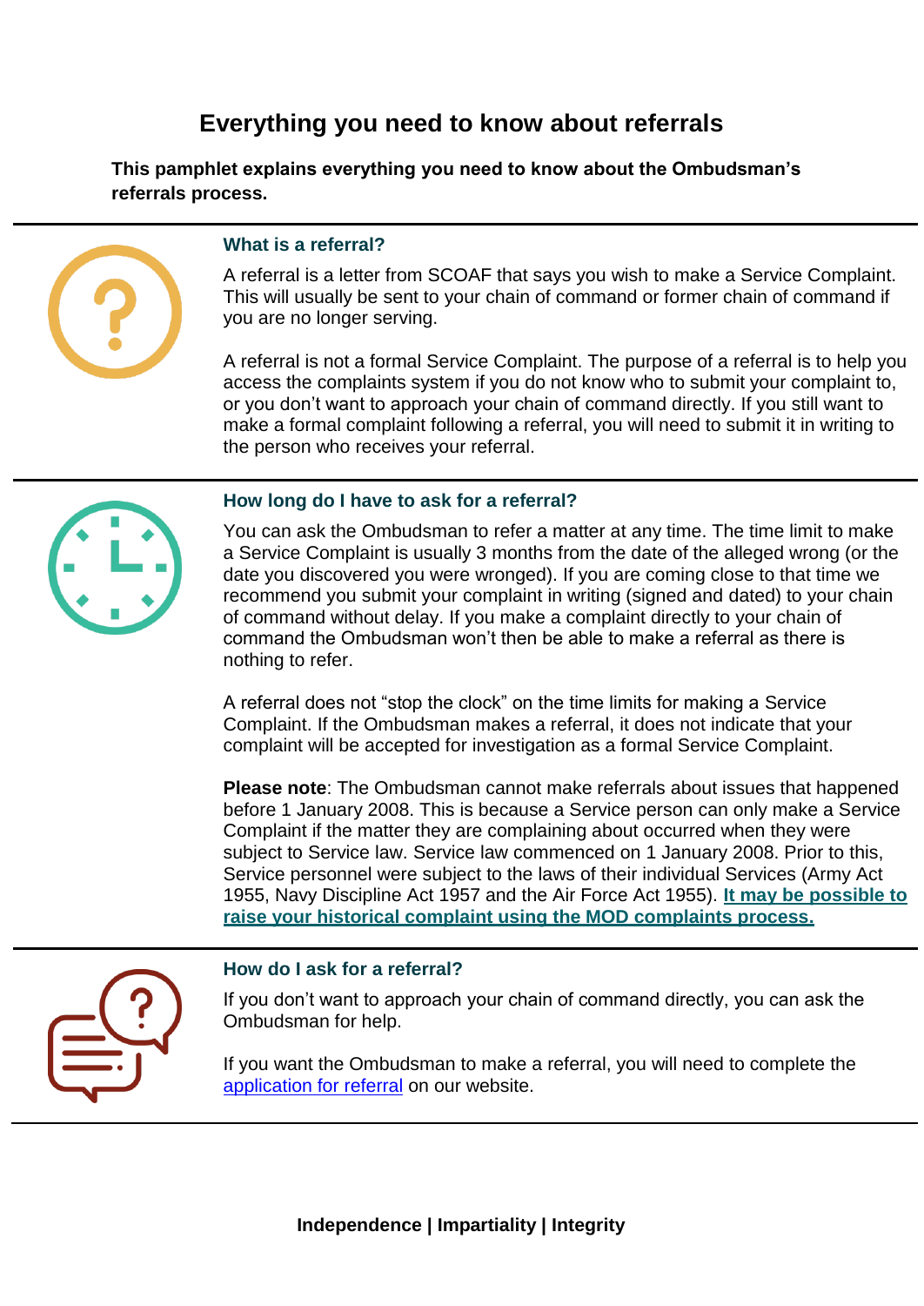# Everything you need to know about referrals

**This pamphlet explains everything you need to know about the Ombudsman's referrals process.**

## What is a referral?

A referral is a letter from SCOAF that says you wish to make a Service Complaint. This will usually be sent to your chain of command or former chain of command if you are no longer serving.

A referral is not a formal Service Complaint. The purpose of a referral is to help you access the complaints system if you do not know who to submit your complaint to, or you don't want to approach your chain of command directly. If you still want to make a formal complaint following a referral, you will need to submit it in writing to the person who receives your referral.

## How long do I have to ask for a referral?

You can ask the Ombudsman to refer a matter at any time. The time limit to make a Service Complaint is usually 3 months from the date of the alleged wrong (or the date you discovered you were wronged). If you are coming close to that time we recommend you submit your complaint in writing (signed and dated) to your chain of command without delay. If you make a complaint directly to your chain of command the Ombudsman won't then be able to make a referral as there is nothing to refer.

A referral does not "stop the clock" on the time limits for making a Service Complaint. If the Ombudsman makes a referral, it does not indicate that your complaint will be accepted for investigation as a formal Service Complaint.

**Please note**: The Ombudsman cannot make referrals about issues that happened before 1 January 2008. This is because a Service person can only make a Service Complaint if the matter they are complaining about occurred when they were subject to Service law. Service law commenced on 1 January 2008. Prior to this, Service personnel were subject to the laws of their individual Services (Army Act 1955, Navy Discipline Act 1957 and the Air Force Act 1955). **It may be possible to raise your historical complaint using the MOD complaints process.**

## How do I ask for a referral?

If you don't want to approach your chain of command directly, you can ask the Ombudsman for help.

If you want the Ombudsman to make a referral, you will need to complete the application for referral on our website.

**Independence | Impartiality | Integrity**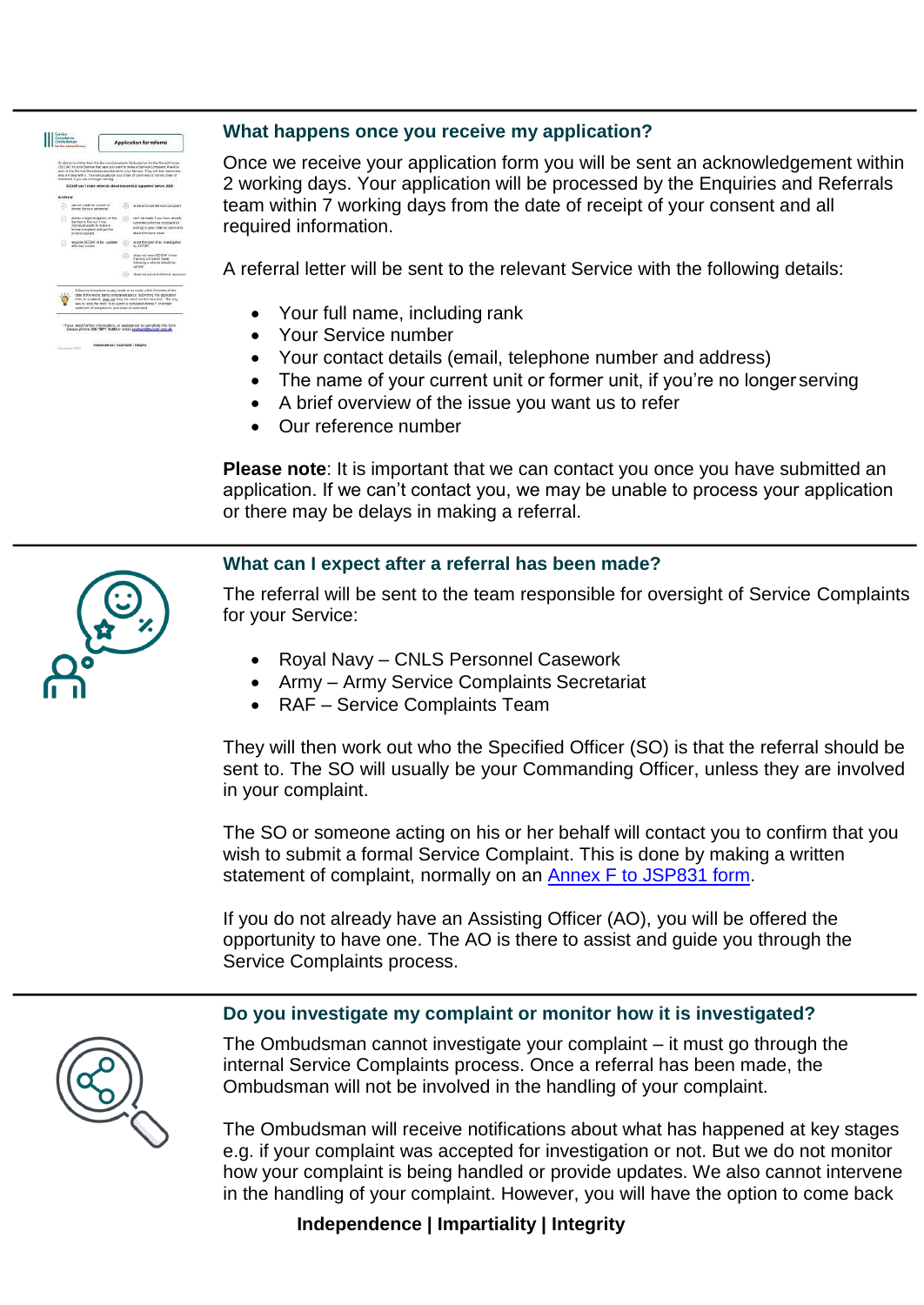## What happens once you receive my application?

Once we receive your application form you will be sent an acknowledgement within 2 working days. Your application will be processed by the Enquiries and Referrals team within 7 working days from the date of receipt of your consent and all required information.

A referral letter will be sent to the relevant Service with the following details:

- Your full name, including rank
- Your Service number
- Your contact details (email, telephone number and address)
- The name of your current unit or former unit, if you're no longer serving
- A brief overview of the issue you want us to refer
- Our reference number

**Please note**: It is important that we can contact you once you have submitted an application. If we can't contact you, we may be unable to process your application or there may be delays in making a referral.

## What can I expect after a referral has been made?

The referral will be sent to the team responsible for oversight of Service Complaints for your Service:

- Royal Navy – CNLS Personnel Casework
- Army – Army Service Complaints Secretariat
- RAF – Service Complaints Team

They will then work out who the Specified Officer (SO) is that the referral should be sent to. The SO will usually be your Commanding Officer, unless they are involved in your complaint.

The SO or someone acting on his or her behalf will contact you to confirm that you wish to submit a formal Service Complaint. This is done by making a written statement of complaint, normally on an [Annex F to JSP831 form](Annex F to JSP831 form).

If you do not already have an Assisting Officer (AO), you will be offered the opportunity to have one. The AO is there to assist and guide you through the Service Complaints process.

## Do you investigate my complaint or monitor how it is investigated?

The Ombudsman cannot investigate your complaint – it must go through the internal Service Complaints process. Once a referral has been made, the Ombudsman will not be involved in the handling of your complaint.

The Ombudsman will receive notifications about what has happened at key stages e.g. if your complaint was accepted for investigation or not. But we do not monitor how your complaint is being handled or provide updates. We also cannot intervene in the handling of your complaint. However, you will have the option to come back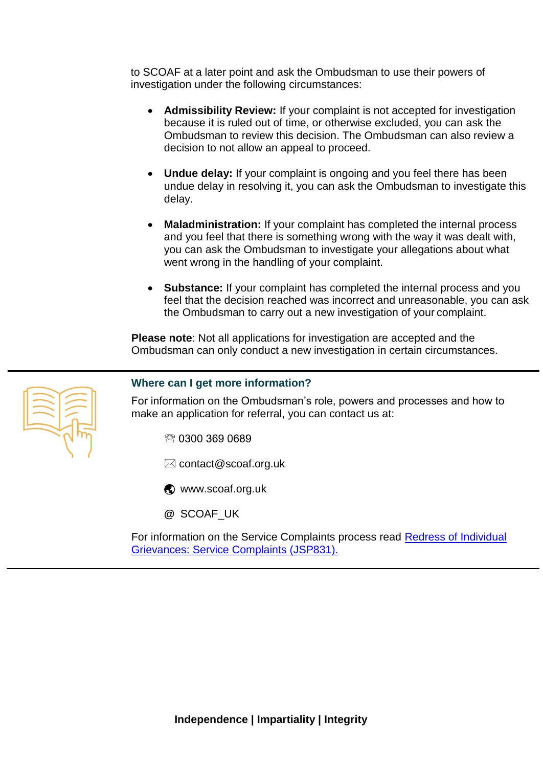to SCOAF at a later point and ask the Ombudsman to use their powers of investigation under the following circumstances:

- **Admissibility Review:** If your complaint is not accepted for investigation because it is ruled out of time, or otherwise excluded, you can ask the Ombudsman to review this decision. The Ombudsman can also review a decision to not allow an appeal to proceed.

- **Undue delay:** If your complaint is ongoing and you feel there has been undue delay in resolving it, you can ask the Ombudsman to investigate this delay.

- **Maladministration:** If your complaint has completed the internal process and you feel that there is something wrong with the way it was dealt with, you can ask the Ombudsman to investigate your allegations about what went wrong in the handling of your complaint.

- **Substance:** If your complaint has completed the internal process and you feel that the decision reached was incorrect and unreasonable, you can ask the Ombudsman to carry out a new investigation of your complaint.

**Please note**: Not all applications for investigation are accepted and the Ombudsman can only conduct a new investigation in certain circumstances.

## Where can I get more information?

For information on the Ombudsman's role, powers and processes and how to make an application for referral, you can contact us at:

☏ 0300 369 0689

✉ contact@scoaf.org.uk

🌍 www.scoaf.org.uk

@ SCOAF_UK

For information on the Service Complaints process read [Redress of Individual Grievances: Service Complaints (JSP831).]()

**Independence | Impartiality | Integrity**